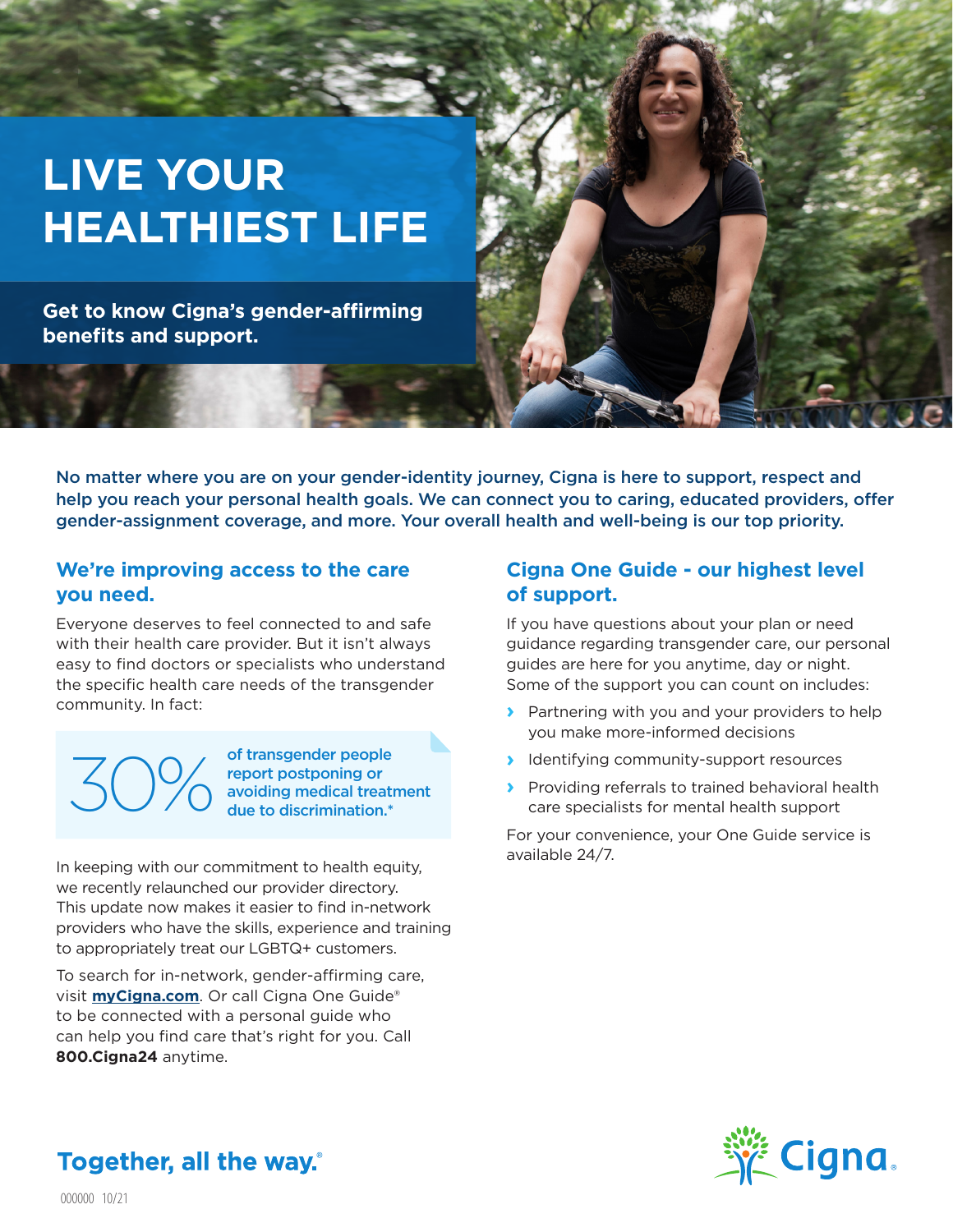# LIVE YOUR HEALTHIEST LIFE

**Get to know Cigna's gender-affirming benefits and support.**

No matter where you are on your gender-identity journey, Cigna is here to support, respect and help you reach your personal health goals. We can connect you to caring, educated providers, offer gender-assignment coverage, and more. Your overall health and well-being is our top priority.

## We're improving access to the care you need.

Everyone deserves to feel connected to and safe with their health care provider. But it isn't always easy to find doctors or specialists who understand the specific health care needs of the transgender community. In fact:

**30%** of transgender people report postponing or avoiding medical treatment due to discrimination.*

In keeping with our commitment to health equity, we recently relaunched our provider directory. This update now makes it easier to find in-network providers who have the skills, experience and training to appropriately treat our LGBTQ+ customers.

To search for in-network, gender-affirming care, visit **myCigna.com**. Or call Cigna One Guide® to be connected with a personal guide who can help you find care that's right for you. Call **800.Cigna24** anytime.

## Cigna One Guide - our highest level of support.

If you have questions about your plan or need guidance regarding transgender care, our personal guides are here for you anytime, day or night. Some of the support you can count on includes:

- Partnering with you and your providers to help you make more-informed decisions
- Identifying community-support resources
- Providing referrals to trained behavioral health care specialists for mental health support

For your convenience, your One Guide service is available 24/7.

**Together, all the way.®**

000000 10/21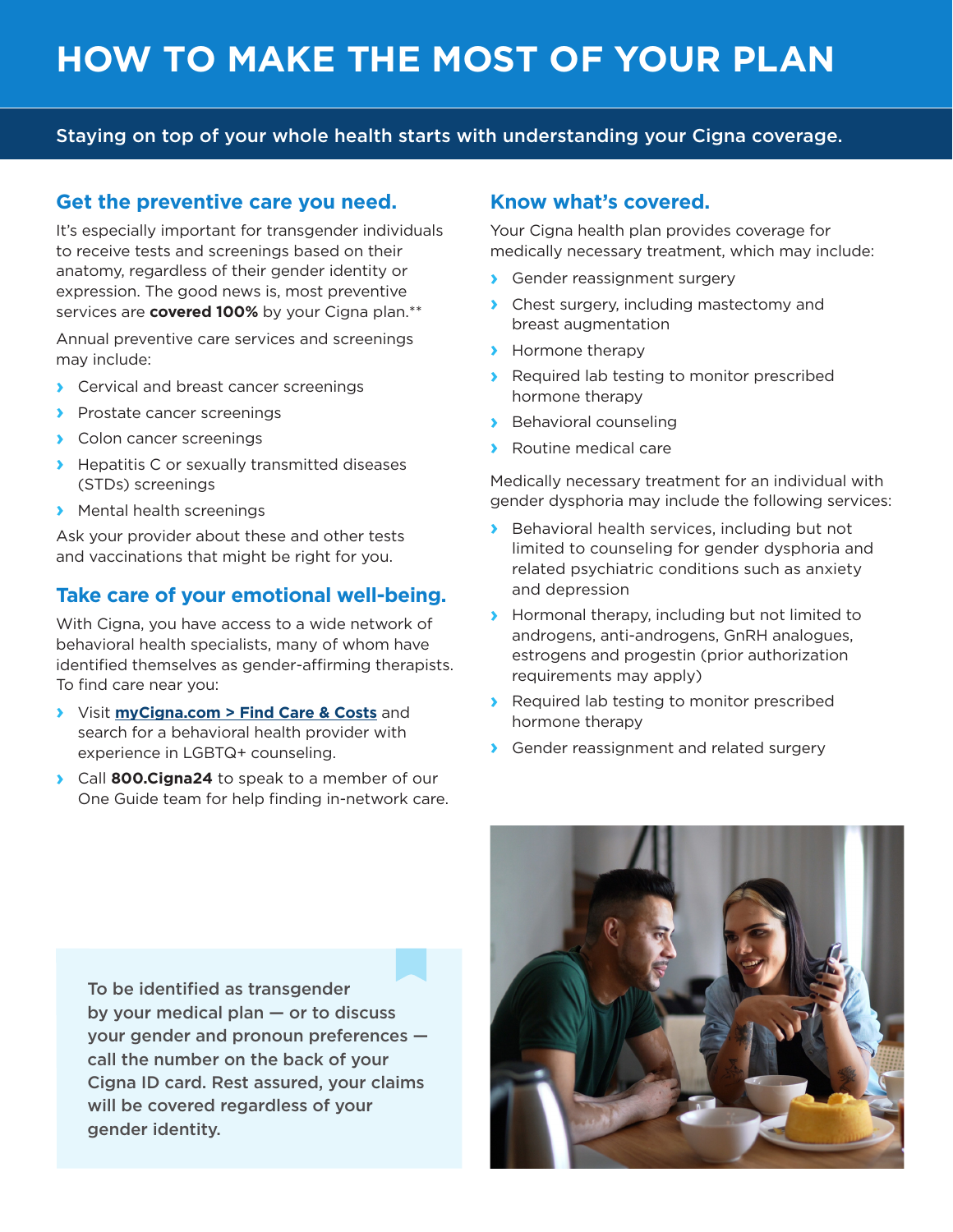# HOW TO MAKE THE MOST OF YOUR PLAN

**Staying on top of your whole health starts with understanding your Cigna coverage.**

## Get the preventive care you need.

It's especially important for transgender individuals to receive tests and screenings based on their anatomy, regardless of their gender identity or expression. The good news is, most preventive services are **covered 100%** by your Cigna plan.**

Annual preventive care services and screenings may include:

- Cervical and breast cancer screenings
- Prostate cancer screenings
- Colon cancer screenings
- Hepatitis C or sexually transmitted diseases (STDs) screenings
- Mental health screenings

Ask your provider about these and other tests and vaccinations that might be right for you.

## Take care of your emotional well-being.

With Cigna, you have access to a wide network of behavioral health specialists, many of whom have identified themselves as gender-affirming therapists. To find care near you:

- Visit **myCigna.com > Find Care & Costs** and search for a behavioral health provider with experience in LGBTQ+ counseling.
- Call **800.Cigna24** to speak to a member of our One Guide team for help finding in-network care.

## Know what's covered.

Your Cigna health plan provides coverage for medically necessary treatment, which may include:

- Gender reassignment surgery
- Chest surgery, including mastectomy and breast augmentation
- Hormone therapy
- Required lab testing to monitor prescribed hormone therapy
- Behavioral counseling
- Routine medical care

Medically necessary treatment for an individual with gender dysphoria may include the following services:

- Behavioral health services, including but not limited to counseling for gender dysphoria and related psychiatric conditions such as anxiety and depression
- Hormonal therapy, including but not limited to androgens, anti-androgens, GnRH analogues, estrogens and progestin (prior authorization requirements may apply)
- Required lab testing to monitor prescribed hormone therapy
- Gender reassignment and related surgery

**To be identified as transgender by your medical plan — or to discuss your gender and pronoun preferences — call the number on the back of your Cigna ID card. Rest assured, your claims will be covered regardless of your gender identity.**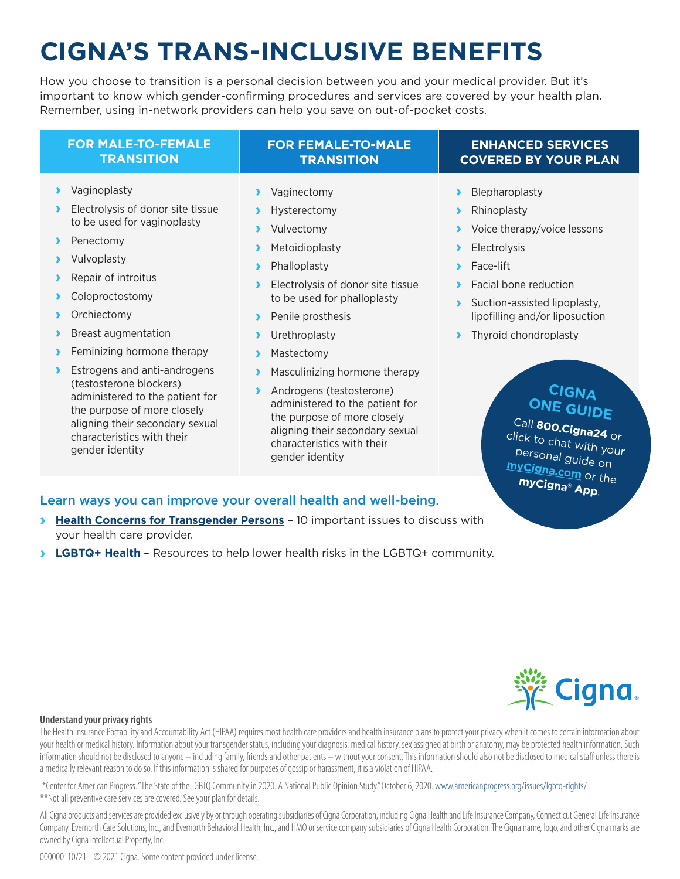# CIGNA'S TRANS-INCLUSIVE BENEFITS

How you choose to transition is a personal decision between you and your medical provider. But it's important to know which gender-confirming procedures and services are covered by your health plan. Remember, using in-network providers can help you save on out-of-pocket costs.

### FOR MALE-TO-FEMALE TRANSITION

- Vaginoplasty
- Electrolysis of donor site tissue to be used for vaginoplasty
- Penectomy
- Vulvoplasty
- Repair of introitus
- Coloproctostomy
- Orchiectomy
- Breast augmentation
- Feminizing hormone therapy
- Estrogens and anti-androgens (testosterone blockers) administered to the patient for the purpose of more closely aligning their secondary sexual characteristics with their gender identity

### FOR FEMALE-TO-MALE TRANSITION

- Vaginectomy
- Hysterectomy
- Vulvectomy
- Metoidioplasty
- Phalloplasty
- Electrolysis of donor site tissue to be used for phalloplasty
- Penile prosthesis
- Urethroplasty
- Mastectomy
- Masculinizing hormone therapy
- Androgens (testosterone) administered to the patient for the purpose of more closely aligning their secondary sexual characteristics with their gender identity

### ENHANCED SERVICES COVERED BY YOUR PLAN

- Blepharoplasty
- Rhinoplasty
- Voice therapy/voice lessons
- Electrolysis
- Face-lift
- Facial bone reduction
- Suction-assisted lipoplasty, lipofilling and/or liposuction
- Thyroid chondroplasty

**CIGNA ONE GUIDE**

Call **800.Cigna24** or click to chat with your personal guide on **myCigna.com** or the **myCigna® App**.

## Learn ways you can improve your overall health and well-being.

- **Health Concerns for Transgender Persons** – 10 important issues to discuss with your health care provider.
- **LGBTQ+ Health** – Resources to help lower health risks in the LGBTQ+ community.

**Understand your privacy rights**

The Health Insurance Portability and Accountability Act (HIPAA) requires most health care providers and health insurance plans to protect your privacy when it comes to certain information about your health or medical history. Information about your transgender status, including your diagnosis, medical history, sex assigned at birth or anatomy, may be protected health information. Such information should not be disclosed to anyone – including family, friends and other patients – without your consent. This information should also not be disclosed to medical staff unless there is a medically relevant reason to do so. If this information is shared for purposes of gossip or harassment, it is a violation of HIPAA.

*Center for American Progress. "The State of the LGBTQ Community in 2020. A National Public Opinion Study." October 6, 2020. www.americanprogress.org/issues/lgbtq-rights/
**Not all preventive care services are covered. See your plan for details.

All Cigna products and services are provided exclusively by or through operating subsidiaries of Cigna Corporation, including Cigna Health and Life Insurance Company, Connecticut General Life Insurance Company, Evernorth Care Solutions, Inc., and Evernorth Behavioral Health, Inc., and HMO or service company subsidiaries of Cigna Health Corporation. The Cigna name, logo, and other Cigna marks are owned by Cigna Intellectual Property, Inc.

000000 10/21 © 2021 Cigna. Some content provided under license.